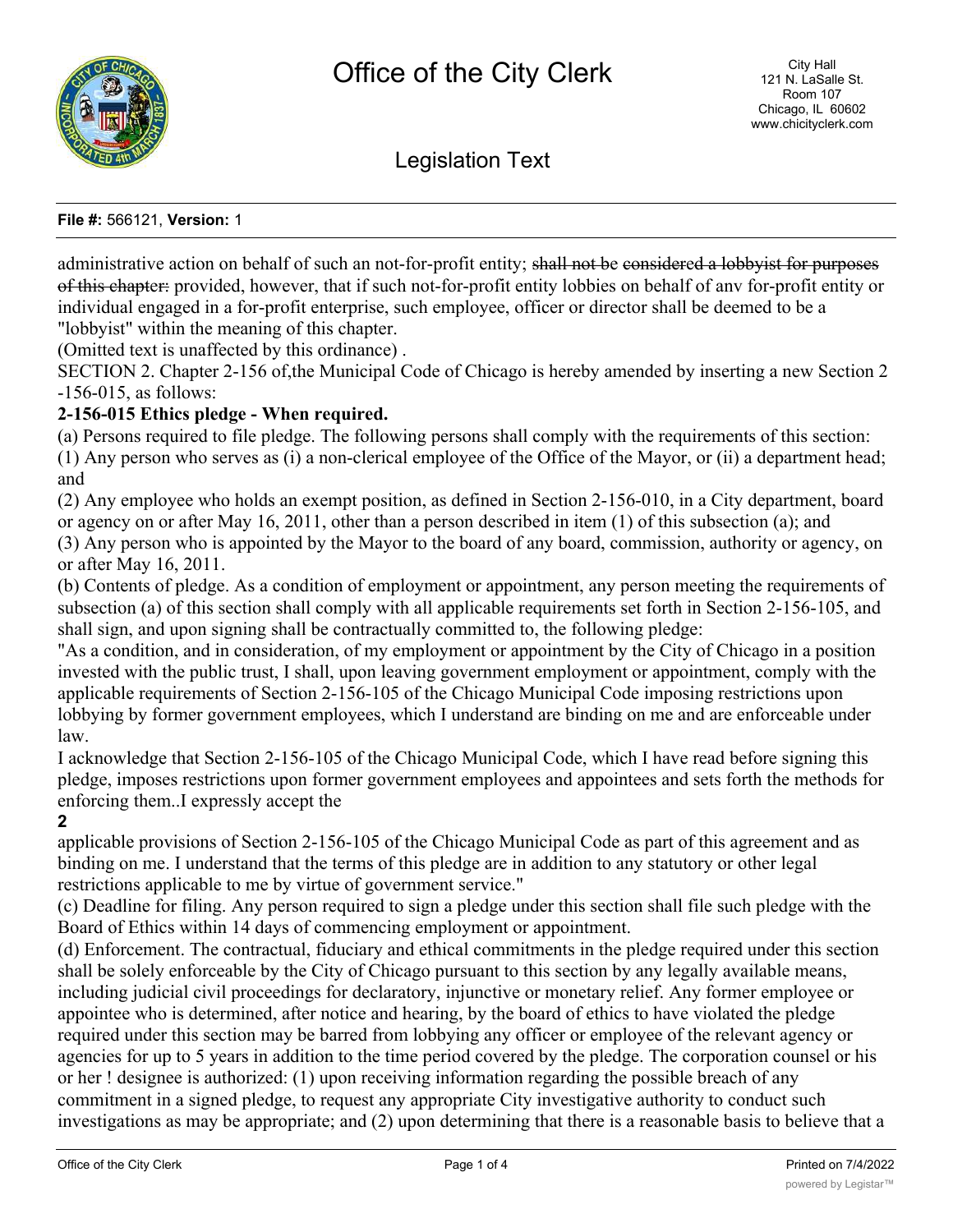administrative action on behalf of such an not-for-profit entity; ~~shall not be considered a lobbyist for purposes of this chapter:~~ provided, however, that if such not-for-profit entity lobbies on behalf of anv for-profit entity or individual engaged in a for-profit enterprise, such employee, officer or director shall be deemed to be a "lobbyist" within the meaning of this chapter.

(Omitted text is unaffected by this ordinance) .

SECTION 2. Chapter 2-156 of,the Municipal Code of Chicago is hereby amended by inserting a new Section 2 -156-015, as follows:

**2-156-015 Ethics pledge - When required.**

(a) Persons required to file pledge. The following persons shall comply with the requirements of this section:

(1) Any person who serves as (i) a non-clerical employee of the Office of the Mayor, or (ii) a department head; and

(2) Any employee who holds an exempt position, as defined in Section 2-156-010, in a City department, board or agency on or after May 16, 2011, other than a person described in item (1) of this subsection (a); and

(3) Any person who is appointed by the Mayor to the board of any board, commission, authority or agency, on or after May 16, 2011.

(b) Contents of pledge. As a condition of employment or appointment, any person meeting the requirements of subsection (a) of this section shall comply with all applicable requirements set forth in Section 2-156-105, and shall sign, and upon signing shall be contractually committed to, the following pledge:

"As a condition, and in consideration, of my employment or appointment by the City of Chicago in a position invested with the public trust, I shall, upon leaving government employment or appointment, comply with the applicable requirements of Section 2-156-105 of the Chicago Municipal Code imposing restrictions upon lobbying by former government employees, which I understand are binding on me and are enforceable under law.

I acknowledge that Section 2-156-105 of the Chicago Municipal Code, which I have read before signing this pledge, imposes restrictions upon former government employees and appointees and sets forth the methods for enforcing them..I expressly accept the

**2**

applicable provisions of Section 2-156-105 of the Chicago Municipal Code as part of this agreement and as binding on me. I understand that the terms of this pledge are in addition to any statutory or other legal restrictions applicable to me by virtue of government service."

(c) Deadline for filing. Any person required to sign a pledge under this section shall file such pledge with the Board of Ethics within 14 days of commencing employment or appointment.

(d) Enforcement. The contractual, fiduciary and ethical commitments in the pledge required under this section shall be solely enforceable by the City of Chicago pursuant to this section by any legally available means, including judicial civil proceedings for declaratory, injunctive or monetary relief. Any former employee or appointee who is determined, after notice and hearing, by the board of ethics to have violated the pledge required under this section may be barred from lobbying any officer or employee of the relevant agency or agencies for up to 5 years in addition to the time period covered by the pledge. The corporation counsel or his or her ! designee is authorized: (1) upon receiving information regarding the possible breach of any commitment in a signed pledge, to request any appropriate City investigative authority to conduct such investigations as may be appropriate; and (2) upon determining that there is a reasonable basis to believe that a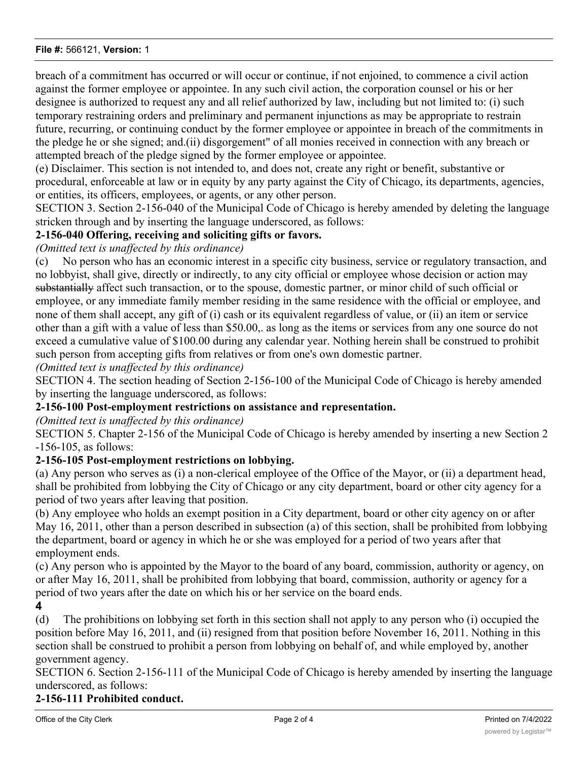breach of a commitment has occurred or will occur or continue, if not enjoined, to commence a civil action against the former employee or appointee. In any such civil action, the corporation counsel or his or her designee is authorized to request any and all relief authorized by law, including but not limited to: (i) such temporary restraining orders and preliminary and permanent injunctions as may be appropriate to restrain future, recurring, or continuing conduct by the former employee or appointee in breach of the commitments in the pledge he or she signed; and.(ii) disgorgement" of all monies received in connection with any breach or attempted breach of the pledge signed by the former employee or appointee.

(e) Disclaimer. This section is not intended to, and does not, create any right or benefit, substantive or procedural, enforceable at law or in equity by any party against the City of Chicago, its departments, agencies, or entities, its officers, employees, or agents, or any other person.

SECTION 3. Section 2-156-040 of the Municipal Code of Chicago is hereby amended by deleting the language stricken through and by inserting the language underscored, as follows:

**2-156-040 Offering, receiving and soliciting gifts or favors.**

*(Omitted text is unaffected by this ordinance)*

(c) No person who has an economic interest in a specific city business, service or regulatory transaction, and no lobbyist, shall give, directly or indirectly, to any city official or employee whose decision or action may ~~substantially~~ affect such transaction, or to the spouse, domestic partner, or minor child of such official or employee, or any immediate family member residing in the same residence with the official or employee, and none of them shall accept, any gift of (i) cash or its equivalent regardless of value, or (ii) an item or service other than a gift with a value of less than $50.00,. as long as the items or services from any one source do not exceed a cumulative value of $100.00 during any calendar year. Nothing herein shall be construed to prohibit such person from accepting gifts from relatives or from one's own domestic partner.

*(Omitted text is unaffected by this ordinance)*

SECTION 4. The section heading of Section 2-156-100 of the Municipal Code of Chicago is hereby amended by inserting the language underscored, as follows:

**2-156-100 Post-employment restrictions on assistance and representation.**

*(Omitted text is unaffected by this ordinance)*

SECTION 5. Chapter 2-156 of the Municipal Code of Chicago is hereby amended by inserting a new Section 2 -156-105, as follows:

**2-156-105 Post-employment restrictions on lobbying.**

(a) Any person who serves as (i) a non-clerical employee of the Office of the Mayor, or (ii) a department head, shall be prohibited from lobbying the City of Chicago or any city department, board or other city agency for a period of two years after leaving that position.

(b) Any employee who holds an exempt position in a City department, board or other city agency on or after May 16, 2011, other than a person described in subsection (a) of this section, shall be prohibited from lobbying the department, board or agency in which he or she was employed for a period of two years after that employment ends.

(c) Any person who is appointed by the Mayor to the board of any board, commission, authority or agency, on or after May 16, 2011, shall be prohibited from lobbying that board, commission, authority or agency for a period of two years after the date on which his or her service on the board ends.

**4**

(d) The prohibitions on lobbying set forth in this section shall not apply to any person who (i) occupied the position before May 16, 2011, and (ii) resigned from that position before November 16, 2011. Nothing in this section shall be construed to prohibit a person from lobbying on behalf of, and while employed by, another government agency.

SECTION 6. Section 2-156-111 of the Municipal Code of Chicago is hereby amended by inserting the language underscored, as follows:

**2-156-111 Prohibited conduct.**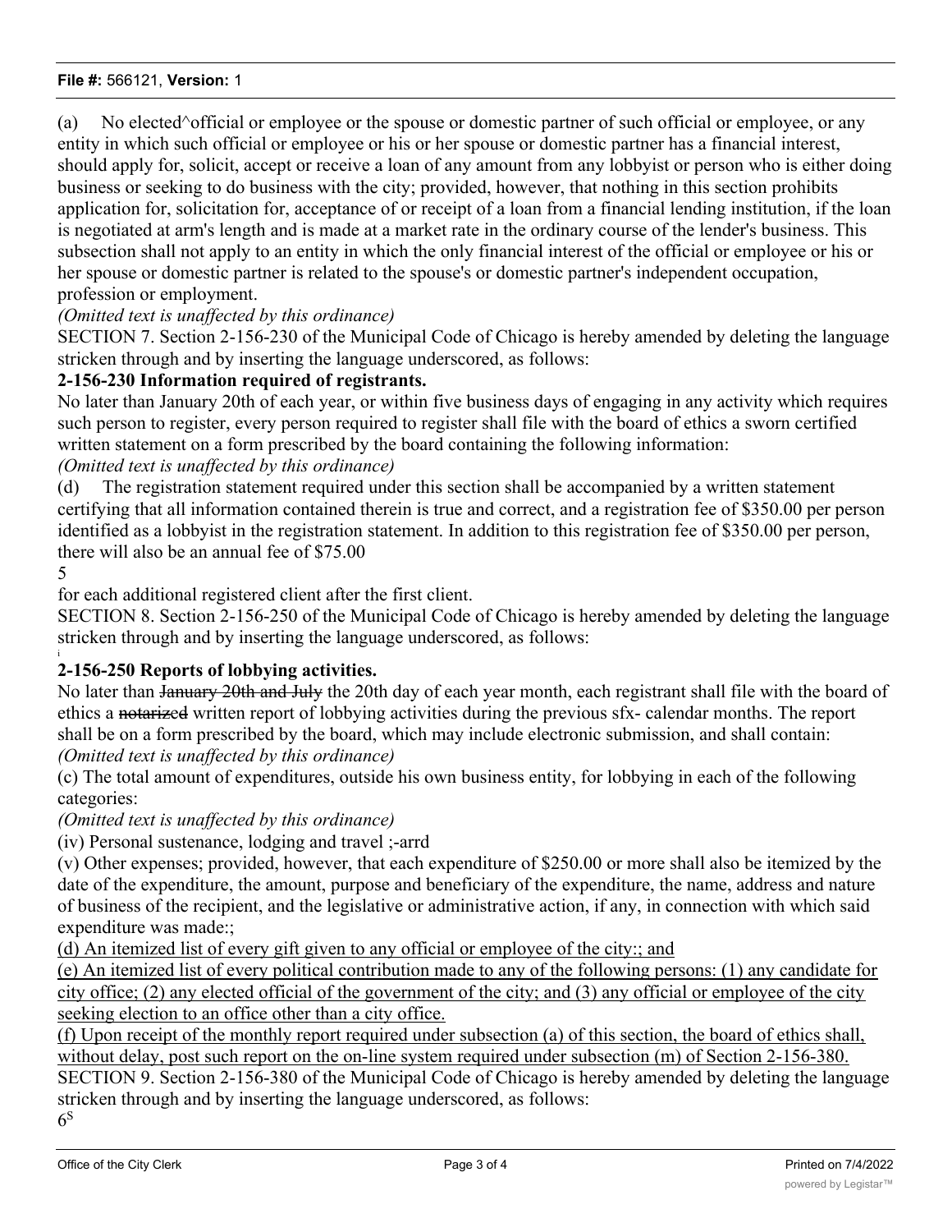(a) No elected^official or employee or the spouse or domestic partner of such official or employee, or any entity in which such official or employee or his or her spouse or domestic partner has a financial interest, should apply for, solicit, accept or receive a loan of any amount from any lobbyist or person who is either doing business or seeking to do business with the city; provided, however, that nothing in this section prohibits application for, solicitation for, acceptance of or receipt of a loan from a financial lending institution, if the loan is negotiated at arm's length and is made at a market rate in the ordinary course of the lender's business. This subsection shall not apply to an entity in which the only financial interest of the official or employee or his or her spouse or domestic partner is related to the spouse's or domestic partner's independent occupation, profession or employment.

*(Omitted text is unaffected by this ordinance)*

SECTION 7. Section 2-156-230 of the Municipal Code of Chicago is hereby amended by deleting the language stricken through and by inserting the language underscored, as follows:

**2-156-230 Information required of registrants.**

No later than January 20th of each year, or within five business days of engaging in any activity which requires such person to register, every person required to register shall file with the board of ethics a sworn certified written statement on a form prescribed by the board containing the following information:

*(Omitted text is unaffected by this ordinance)*

(d) The registration statement required under this section shall be accompanied by a written statement certifying that all information contained therein is true and correct, and a registration fee of $350.00 per person identified as a lobbyist in the registration statement. In addition to this registration fee of $350.00 per person, there will also be an annual fee of $75.00

5

for each additional registered client after the first client.

SECTION 8. Section 2-156-250 of the Municipal Code of Chicago is hereby amended by deleting the language stricken through and by inserting the language underscored, as follows:

**2-156-250 Reports of lobbying activities.**

No later than ~~January 20th and July~~ the 20th day of each year month, each registrant shall file with the board of ethics a ~~notarized~~ written report of lobbying activities during the previous sfx- calendar months. The report shall be on a form prescribed by the board, which may include electronic submission, and shall contain:

*(Omitted text is unaffected by this ordinance)*

(c) The total amount of expenditures, outside his own business entity, for lobbying in each of the following categories:

*(Omitted text is unaffected by this ordinance)*

(iv) Personal sustenance, lodging and travel ;-arrd

(v) Other expenses; provided, however, that each expenditure of $250.00 or more shall also be itemized by the date of the expenditure, the amount, purpose and beneficiary of the expenditure, the name, address and nature of business of the recipient, and the legislative or administrative action, if any, in connection with which said expenditure was made:;

<u>(d) An itemized list of every gift given to any official or employee of the city:; and</u>

<u>(e) An itemized list of every political contribution made to any of the following persons: (1) any candidate for city office; (2) any elected official of the government of the city; and (3) any official or employee of the city seeking election to an office other than a city office.</u>

<u>(f) Upon receipt of the monthly report required under subsection (a) of this section, the board of ethics shall, without delay, post such report on the on-line system required under subsection (m) of Section 2-156-380.</u>

SECTION 9. Section 2-156-380 of the Municipal Code of Chicago is hereby amended by deleting the language stricken through and by inserting the language underscored, as follows:

6S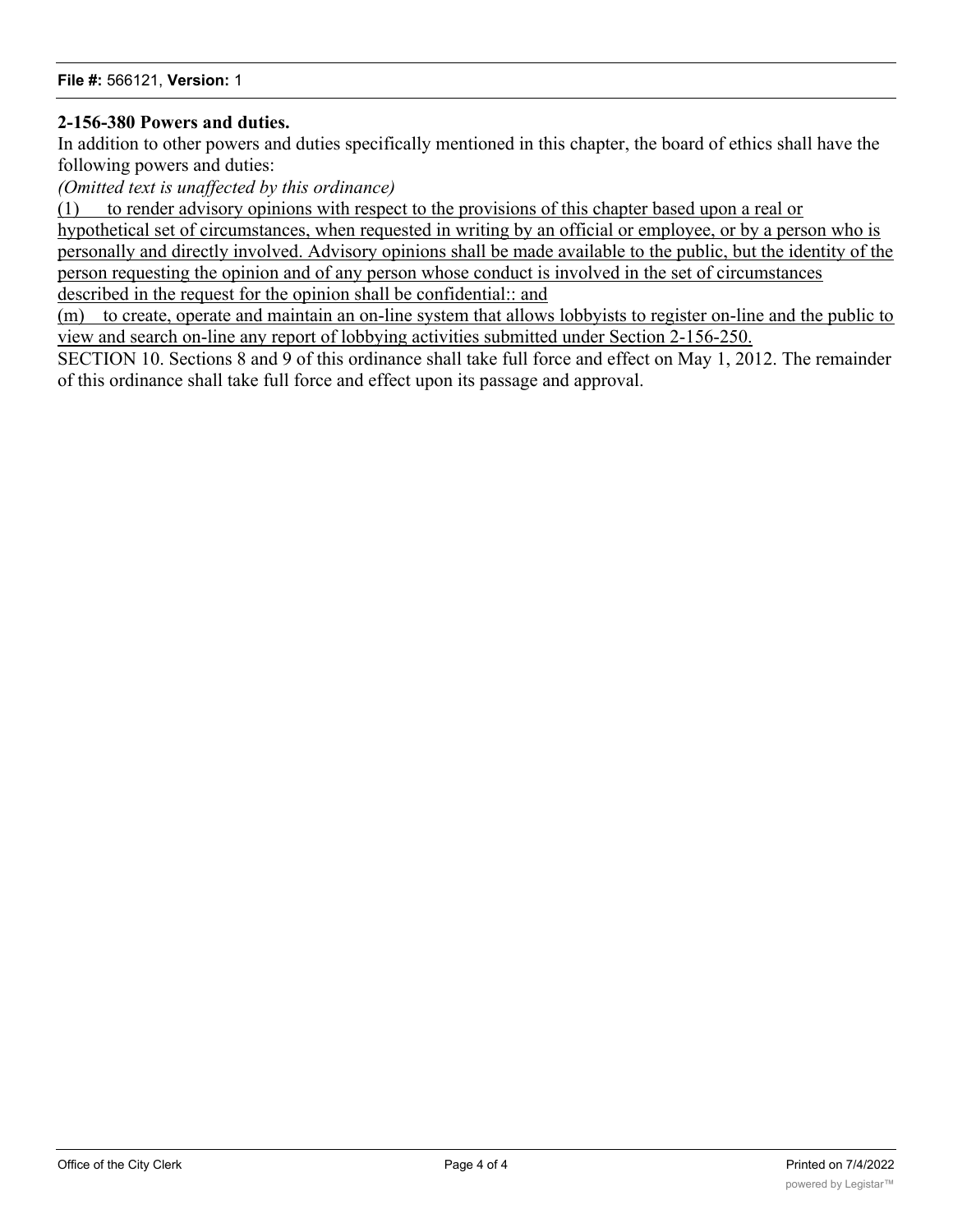**2-156-380 Powers and duties.**

In addition to other powers and duties specifically mentioned in this chapter, the board of ethics shall have the following powers and duties:

*(Omitted text is unaffected by this ordinance)*

<u>(1) to render advisory opinions with respect to the provisions of this chapter based upon a real or hypothetical set of circumstances, when requested in writing by an official or employee, or by a person who is personally and directly involved. Advisory opinions shall be made available to the public, but the identity of the person requesting the opinion and of any person whose conduct is involved in the set of circumstances described in the request for the opinion shall be confidential:: and</u>

<u>(m) to create, operate and maintain an on-line system that allows lobbyists to register on-line and the public to view and search on-line any report of lobbying activities submitted under Section 2-156-250.</u>

SECTION 10. Sections 8 and 9 of this ordinance shall take full force and effect on May 1, 2012. The remainder of this ordinance shall take full force and effect upon its passage and approval.